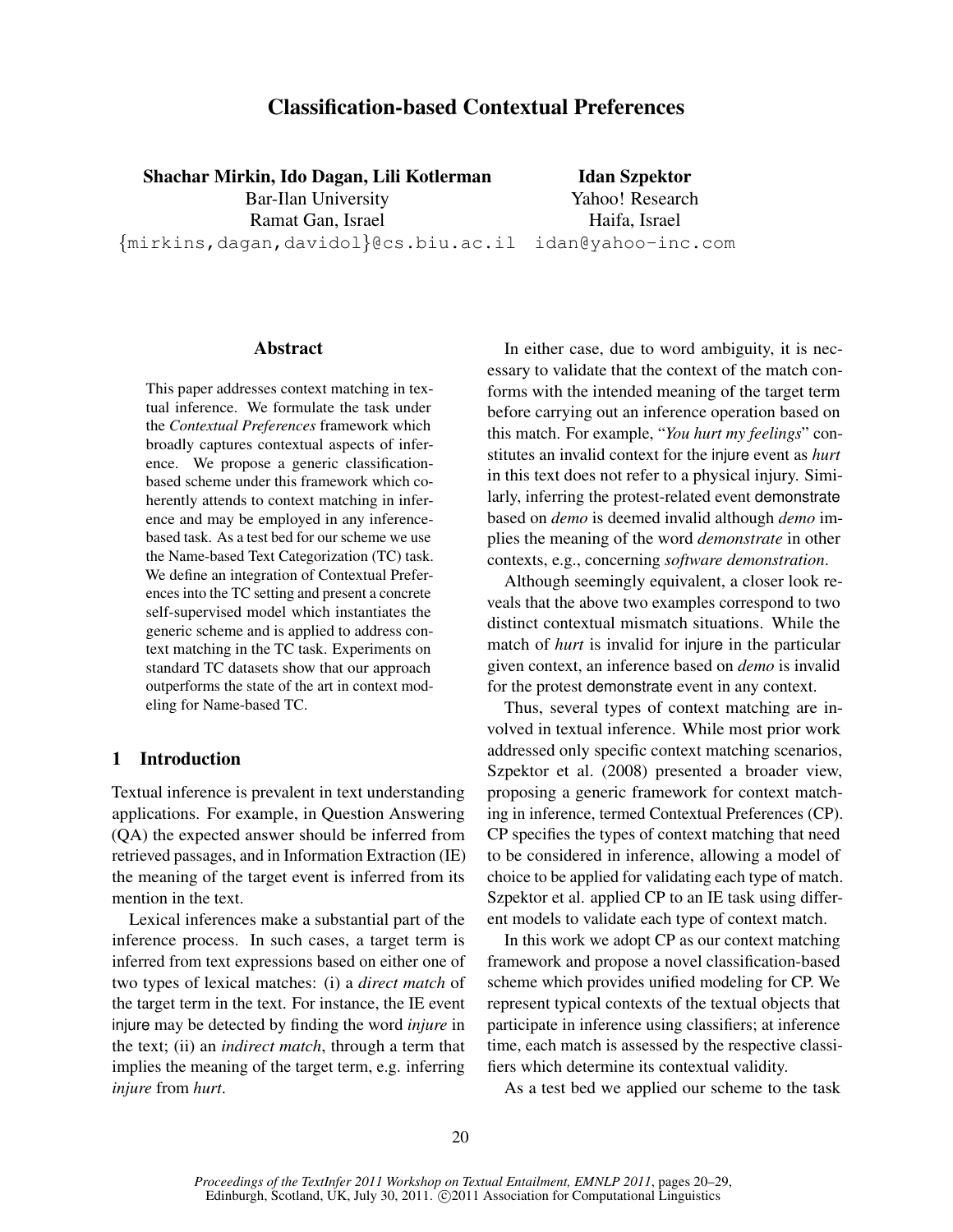# Classification-based Contextual Preferences

**Shachar Mirkin, Ido Dagan, Lili Kotlerman**
Bar-Ilan University
Ramat Gan, Israel
{mirkins,dagan,davidol}@cs.biu.ac.il

**Idan Szpektor**
Yahoo! Research
Haifa, Israel
idan@yahoo-inc.com

## Abstract

This paper addresses context matching in textual inference. We formulate the task under the *Contextual Preferences* framework which broadly captures contextual aspects of inference. We propose a generic classification-based scheme under this framework which coherently attends to context matching in inference and may be employed in any inference-based task. As a test bed for our scheme we use the Name-based Text Categorization (TC) task. We define an integration of Contextual Preferences into the TC setting and present a concrete self-supervised model which instantiates the generic scheme and is applied to address context matching in the TC task. Experiments on standard TC datasets show that our approach outperforms the state of the art in context modeling for Name-based TC.

## 1 Introduction

Textual inference is prevalent in text understanding applications. For example, in Question Answering (QA) the expected answer should be inferred from retrieved passages, and in Information Extraction (IE) the meaning of the target event is inferred from its mention in the text.

Lexical inferences make a substantial part of the inference process. In such cases, a target term is inferred from text expressions based on either one of two types of lexical matches: (i) a *direct match* of the target term in the text. For instance, the IE event injure may be detected by finding the word *injure* in the text; (ii) an *indirect match*, through a term that implies the meaning of the target term, e.g. inferring *injure* from *hurt*.

In either case, due to word ambiguity, it is necessary to validate that the context of the match conforms with the intended meaning of the target term before carrying out an inference operation based on this match. For example, "*You hurt my feelings*" constitutes an invalid context for the injure event as *hurt* in this text does not refer to a physical injury. Similarly, inferring the protest-related event demonstrate based on *demo* is deemed invalid although *demo* implies the meaning of the word *demonstrate* in other contexts, e.g., concerning *software demonstration*.

Although seemingly equivalent, a closer look reveals that the above two examples correspond to two distinct contextual mismatch situations. While the match of *hurt* is invalid for injure in the particular given context, an inference based on *demo* is invalid for the protest demonstrate event in any context.

Thus, several types of context matching are involved in textual inference. While most prior work addressed only specific context matching scenarios, Szpektor et al. (2008) presented a broader view, proposing a generic framework for context matching in inference, termed Contextual Preferences (CP). CP specifies the types of context matching that need to be considered in inference, allowing a model of choice to be applied for validating each type of match. Szpektor et al. applied CP to an IE task using different models to validate each type of context match.

In this work we adopt CP as our context matching framework and propose a novel classification-based scheme which provides unified modeling for CP. We represent typical contexts of the textual objects that participate in inference using classifiers; at inference time, each match is assessed by the respective classifiers which determine its contextual validity.

As a test bed we applied our scheme to the task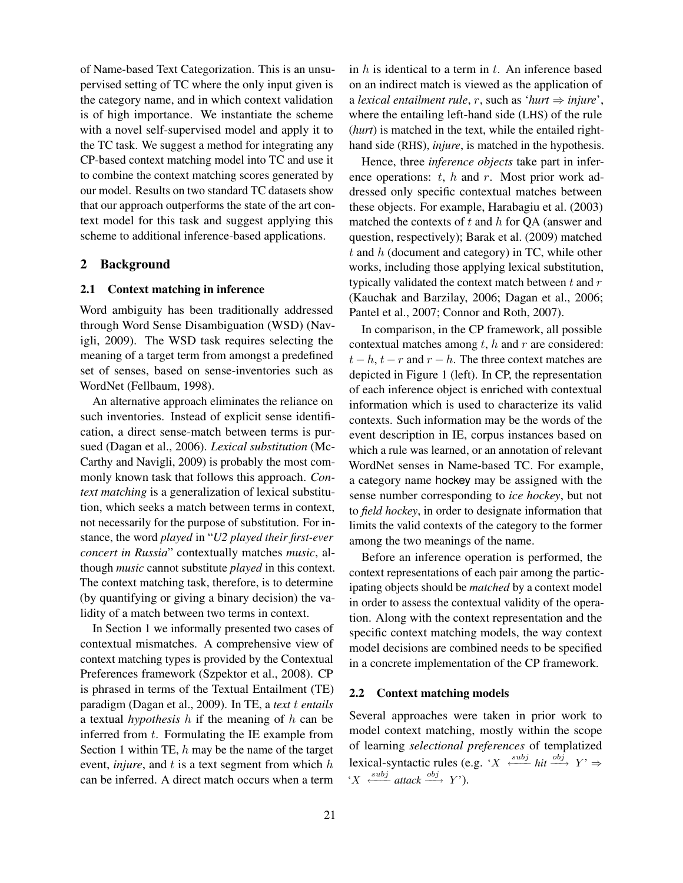of Name-based Text Categorization. This is an unsupervised setting of TC where the only input given is the category name, and in which context validation is of high importance. We instantiate the scheme with a novel self-supervised model and apply it to the TC task. We suggest a method for integrating any CP-based context matching model into TC and use it to combine the context matching scores generated by our model. Results on two standard TC datasets show that our approach outperforms the state of the art context model for this task and suggest applying this scheme to additional inference-based applications.

## 2 Background

### 2.1 Context matching in inference

Word ambiguity has been traditionally addressed through Word Sense Disambiguation (WSD) (Navigli, 2009). The WSD task requires selecting the meaning of a target term from amongst a predefined set of senses, based on sense-inventories such as WordNet (Fellbaum, 1998).

An alternative approach eliminates the reliance on such inventories. Instead of explicit sense identification, a direct sense-match between terms is pursued (Dagan et al., 2006). *Lexical substitution* (McCarthy and Navigli, 2009) is probably the most commonly known task that follows this approach. *Context matching* is a generalization of lexical substitution, which seeks a match between terms in context, not necessarily for the purpose of substitution. For instance, the word *played* in "*U2 played their first-ever concert in Russia*" contextually matches *music*, although *music* cannot substitute *played* in this context. The context matching task, therefore, is to determine (by quantifying or giving a binary decision) the validity of a match between two terms in context.

In Section 1 we informally presented two cases of contextual mismatches. A comprehensive view of context matching types is provided by the Contextual Preferences framework (Szpektor et al., 2008). CP is phrased in terms of the Textual Entailment (TE) paradigm (Dagan et al., 2009). In TE, a *text* $t$ *entails* a textual *hypothesis* $h$ if the meaning of $h$ can be inferred from $t$. Formulating the IE example from Section 1 within TE, $h$ may be the name of the target event, *injure*, and $t$ is a text segment from which $h$ can be inferred. A direct match occurs when a term in $h$ is identical to a term in $t$. An inference based on an indirect match is viewed as the application of a *lexical entailment rule*, $r$, such as '*hurt* $\Rightarrow$ *injure*', where the entailing left-hand side (LHS) of the rule (*hurt*) is matched in the text, while the entailed right-hand side (RHS), *injure*, is matched in the hypothesis.

Hence, three *inference objects* take part in inference operations: $t$, $h$ and $r$. Most prior work addressed only specific contextual matches between these objects. For example, Harabagiu et al. (2003) matched the contexts of $t$ and $h$ for QA (answer and question, respectively); Barak et al. (2009) matched $t$ and $h$ (document and category) in TC, while other works, including those applying lexical substitution, typically validated the context match between $t$ and $r$ (Kauchak and Barzilay, 2006; Dagan et al., 2006; Pantel et al., 2007; Connor and Roth, 2007).

In comparison, in the CP framework, all possible contextual matches among $t$, $h$ and $r$ are considered: $t-h$, $t-r$ and $r-h$. The three context matches are depicted in Figure 1 (left). In CP, the representation of each inference object is enriched with contextual information which is used to characterize its valid contexts. Such information may be the words of the event description in IE, corpus instances based on which a rule was learned, or an annotation of relevant WordNet senses in Name-based TC. For example, a category name hockey may be assigned with the sense number corresponding to *ice hockey*, but not to *field hockey*, in order to designate information that limits the valid contexts of the category to the former among the two meanings of the name.

Before an inference operation is performed, the context representations of each pair among the participating objects should be *matched* by a context model in order to assess the contextual validity of the operation. Along with the context representation and the specific context matching models, the way context model decisions are combined needs to be specified in a concrete implementation of the CP framework.

### 2.2 Context matching models

Several approaches were taken in prior work to model context matching, mostly within the scope of learning *selectional preferences* of templatized lexical-syntactic rules (e.g. '$X \xleftarrow{subj}$ *hit* $\xrightarrow{obj} Y$' $\Rightarrow$ '$X \xleftarrow{subj}$ *attack* $\xrightarrow{obj} Y$').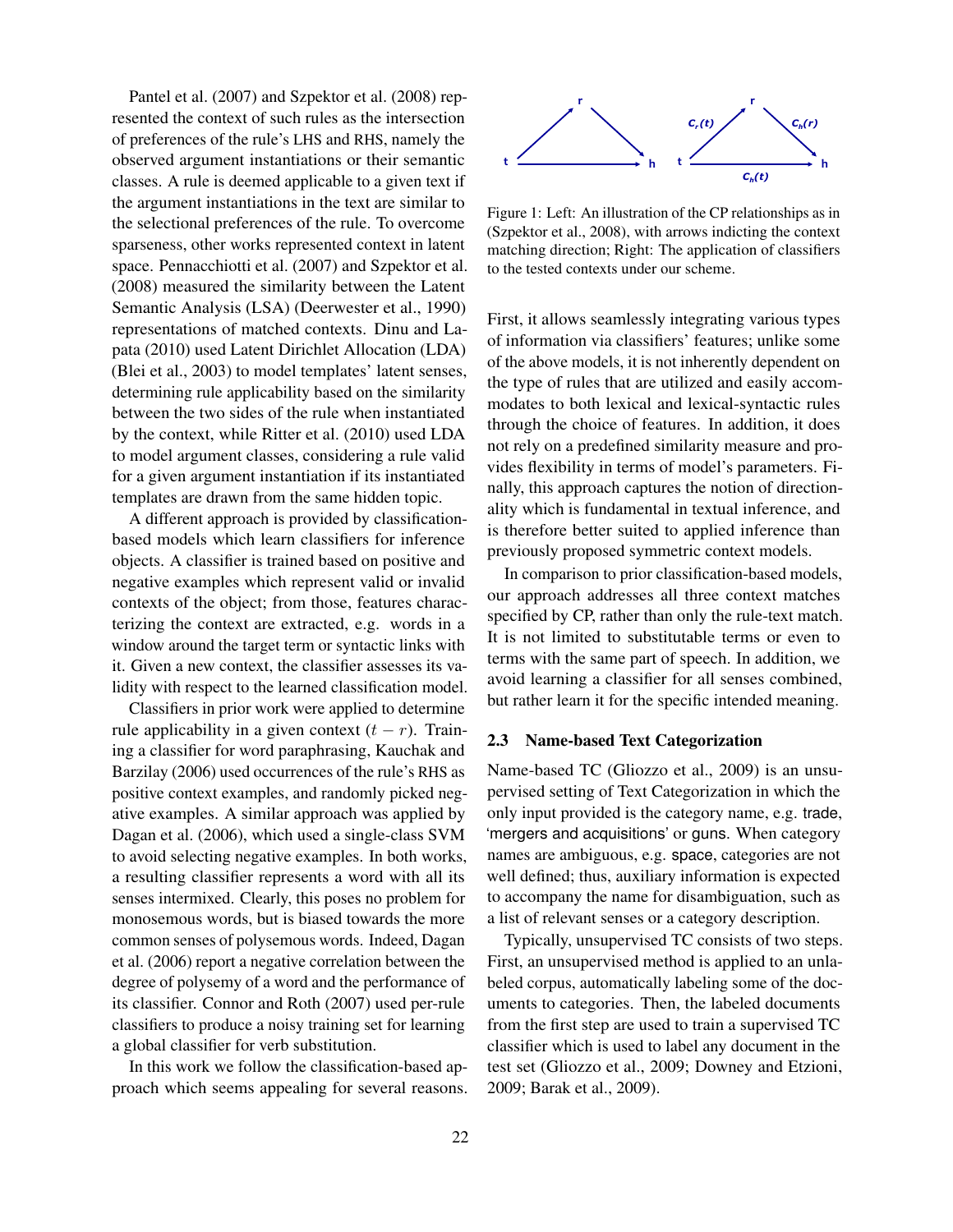Pantel et al. (2007) and Szpektor et al. (2008) represented the context of such rules as the intersection of preferences of the rule's LHS and RHS, namely the observed argument instantiations or their semantic classes. A rule is deemed applicable to a given text if the argument instantiations in the text are similar to the selectional preferences of the rule. To overcome sparseness, other works represented context in latent space. Pennacchiotti et al. (2007) and Szpektor et al. (2008) measured the similarity between the Latent Semantic Analysis (LSA) (Deerwester et al., 1990) representations of matched contexts. Dinu and Lapata (2010) used Latent Dirichlet Allocation (LDA) (Blei et al., 2003) to model templates' latent senses, determining rule applicability based on the similarity between the two sides of the rule when instantiated by the context, while Ritter et al. (2010) used LDA to model argument classes, considering a rule valid for a given argument instantiation if its instantiated templates are drawn from the same hidden topic.

A different approach is provided by classification-based models which learn classifiers for inference objects. A classifier is trained based on positive and negative examples which represent valid or invalid contexts of the object; from those, features characterizing the context are extracted, e.g. words in a window around the target term or syntactic links with it. Given a new context, the classifier assesses its validity with respect to the learned classification model.

Classifiers in prior work were applied to determine rule applicability in a given context ($t-r$). Training a classifier for word paraphrasing, Kauchak and Barzilay (2006) used occurrences of the rule's RHS as positive context examples, and randomly picked negative examples. A similar approach was applied by Dagan et al. (2006), which used a single-class SVM to avoid selecting negative examples. In both works, a resulting classifier represents a word with all its senses intermixed. Clearly, this poses no problem for monosemous words, but is biased towards the more common senses of polysemous words. Indeed, Dagan et al. (2006) report a negative correlation between the degree of polysemy of a word and the performance of its classifier. Connor and Roth (2007) used per-rule classifiers to produce a noisy training set for learning a global classifier for verb substitution.

In this work we follow the classification-based approach which seems appealing for several reasons.

Figure 1: Left: An illustration of the CP relationships as in (Szpektor et al., 2008), with arrows indicting the context matching direction; Right: The application of classifiers to the tested contexts under our scheme.

First, it allows seamlessly integrating various types of information via classifiers' features; unlike some of the above models, it is not inherently dependent on the type of rules that are utilized and easily accommodates to both lexical and lexical-syntactic rules through the choice of features. In addition, it does not rely on a predefined similarity measure and provides flexibility in terms of model's parameters. Finally, this approach captures the notion of directionality which is fundamental in textual inference, and is therefore better suited to applied inference than previously proposed symmetric context models.

In comparison to prior classification-based models, our approach addresses all three context matches specified by CP, rather than only the rule-text match. It is not limited to substitutable terms or even to terms with the same part of speech. In addition, we avoid learning a classifier for all senses combined, but rather learn it for the specific intended meaning.

### 2.3 Name-based Text Categorization

Name-based TC (Gliozzo et al., 2009) is an unsupervised setting of Text Categorization in which the only input provided is the category name, e.g. trade, 'mergers and acquisitions' or guns. When category names are ambiguous, e.g. space, categories are not well defined; thus, auxiliary information is expected to accompany the name for disambiguation, such as a list of relevant senses or a category description.

Typically, unsupervised TC consists of two steps. First, an unsupervised method is applied to an unlabeled corpus, automatically labeling some of the documents to categories. Then, the labeled documents from the first step are used to train a supervised TC classifier which is used to label any document in the test set (Gliozzo et al., 2009; Downey and Etzioni, 2009; Barak et al., 2009).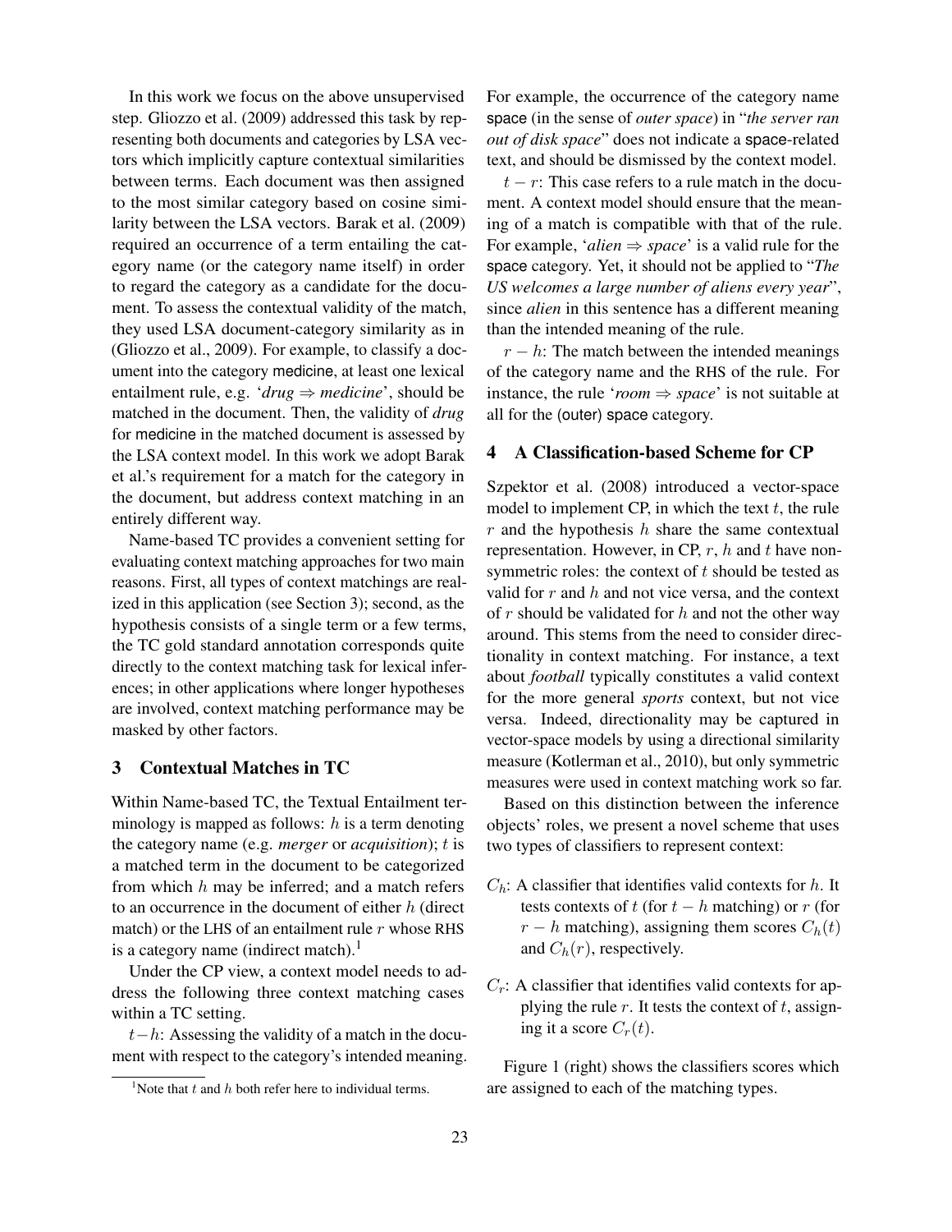In this work we focus on the above unsupervised step. Gliozzo et al. (2009) addressed this task by representing both documents and categories by LSA vectors which implicitly capture contextual similarities between terms. Each document was then assigned to the most similar category based on cosine similarity between the LSA vectors. Barak et al. (2009) required an occurrence of a term entailing the category name (or the category name itself) in order to regard the category as a candidate for the document. To assess the contextual validity of the match, they used LSA document-category similarity as in (Gliozzo et al., 2009). For example, to classify a document into the category medicine, at least one lexical entailment rule, e.g. '*drug* ⇒ *medicine*', should be matched in the document. Then, the validity of *drug* for medicine in the matched document is assessed by the LSA context model. In this work we adopt Barak et al.'s requirement for a match for the category in the document, but address context matching in an entirely different way.

Name-based TC provides a convenient setting for evaluating context matching approaches for two main reasons. First, all types of context matchings are realized in this application (see Section 3); second, as the hypothesis consists of a single term or a few terms, the TC gold standard annotation corresponds quite directly to the context matching task for lexical inferences; in other applications where longer hypotheses are involved, context matching performance may be masked by other factors.

## 3 Contextual Matches in TC

Within Name-based TC, the Textual Entailment terminology is mapped as follows: $h$ is a term denoting the category name (e.g. *merger* or *acquisition*); $t$ is a matched term in the document to be categorized from which $h$ may be inferred; and a match refers to an occurrence in the document of either $h$ (direct match) or the LHS of an entailment rule $r$ whose RHS is a category name (indirect match).[1]

Under the CP view, a context model needs to address the following three context matching cases within a TC setting.

$t-h$: Assessing the validity of a match in the document with respect to the category's intended meaning. For example, the occurrence of the category name space (in the sense of *outer space*) in "*the server ran out of disk space*" does not indicate a space-related text, and should be dismissed by the context model.

$t-r$: This case refers to a rule match in the document. A context model should ensure that the meaning of a match is compatible with that of the rule. For example, '*alien* ⇒ *space*' is a valid rule for the space category. Yet, it should not be applied to "*The US welcomes a large number of aliens every year*", since *alien* in this sentence has a different meaning than the intended meaning of the rule.

$r-h$: The match between the intended meanings of the category name and the RHS of the rule. For instance, the rule '*room* ⇒ *space*' is not suitable at all for the (outer) space category.

[1] Note that $t$ and $h$ both refer here to individual terms.

## 4 A Classification-based Scheme for CP

Szpektor et al. (2008) introduced a vector-space model to implement CP, in which the text $t$, the rule $r$ and the hypothesis $h$ share the same contextual representation. However, in CP, $r$, $h$ and $t$ have non-symmetric roles: the context of $t$ should be tested as valid for $r$ and $h$ and not vice versa, and the context of $r$ should be validated for $h$ and not the other way around. This stems from the need to consider directionality in context matching. For instance, a text about *football* typically constitutes a valid context for the more general *sports* context, but not vice versa. Indeed, directionality may be captured in vector-space models by using a directional similarity measure (Kotlerman et al., 2010), but only symmetric measures were used in context matching work so far.

Based on this distinction between the inference objects' roles, we present a novel scheme that uses two types of classifiers to represent context:

$C_h$: A classifier that identifies valid contexts for $h$. It tests contexts of $t$ (for $t-h$ matching) or $r$ (for $r-h$ matching), assigning them scores $C_h(t)$ and $C_h(r)$, respectively.

$C_r$: A classifier that identifies valid contexts for applying the rule $r$. It tests the context of $t$, assigning it a score $C_r(t)$.

Figure 1 (right) shows the classifiers scores which are assigned to each of the matching types.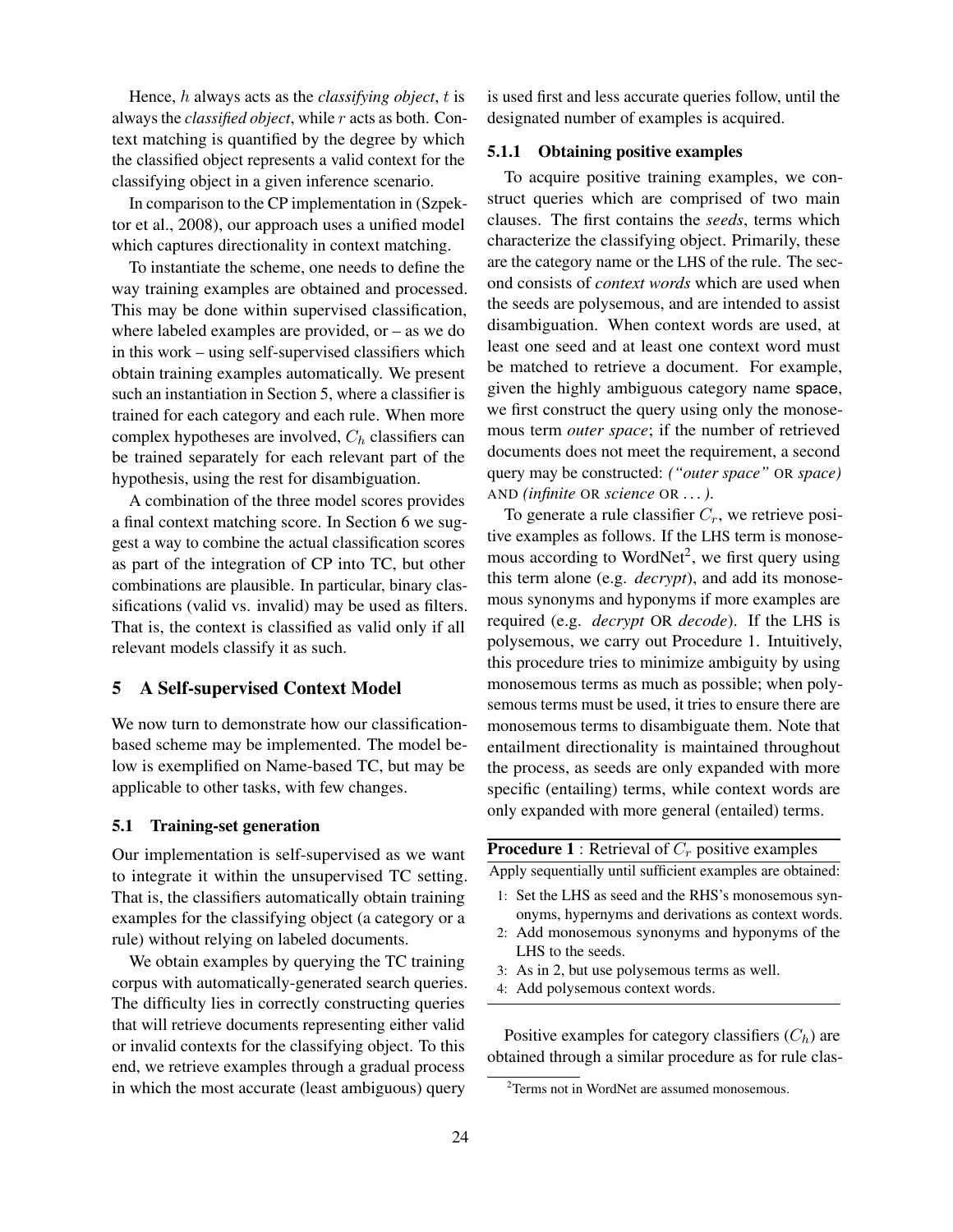Hence, $h$ always acts as the *classifying object*, $t$ is always the *classified object*, while $r$ acts as both. Context matching is quantified by the degree by which the classified object represents a valid context for the classifying object in a given inference scenario.

In comparison to the CP implementation in (Szpektor et al., 2008), our approach uses a unified model which captures directionality in context matching.

To instantiate the scheme, one needs to define the way training examples are obtained and processed. This may be done within supervised classification, where labeled examples are provided, or – as we do in this work – using self-supervised classifiers which obtain training examples automatically. We present such an instantiation in Section 5, where a classifier is trained for each category and each rule. When more complex hypotheses are involved, $C_h$ classifiers can be trained separately for each relevant part of the hypothesis, using the rest for disambiguation.

A combination of the three model scores provides a final context matching score. In Section 6 we suggest a way to combine the actual classification scores as part of the integration of CP into TC, but other combinations are plausible. In particular, binary classifications (valid vs. invalid) may be used as filters. That is, the context is classified as valid only if all relevant models classify it as such.

## 5 A Self-supervised Context Model

We now turn to demonstrate how our classification-based scheme may be implemented. The model below is exemplified on Name-based TC, but may be applicable to other tasks, with few changes.

### 5.1 Training-set generation

Our implementation is self-supervised as we want to integrate it within the unsupervised TC setting. That is, the classifiers automatically obtain training examples for the classifying object (a category or a rule) without relying on labeled documents.

We obtain examples by querying the TC training corpus with automatically-generated search queries. The difficulty lies in correctly constructing queries that will retrieve documents representing either valid or invalid contexts for the classifying object. To this end, we retrieve examples through a gradual process in which the most accurate (least ambiguous) query is used first and less accurate queries follow, until the designated number of examples is acquired.

#### 5.1.1 Obtaining positive examples

To acquire positive training examples, we construct queries which are comprised of two main clauses. The first contains the *seeds*, terms which characterize the classifying object. Primarily, these are the category name or the LHS of the rule. The second consists of *context words* which are used when the seeds are polysemous, and are intended to assist disambiguation. When context words are used, at least one seed and at least one context word must be matched to retrieve a document. For example, given the highly ambiguous category name space, we first construct the query using only the monosemous term *outer space*; if the number of retrieved documents does not meet the requirement, a second query may be constructed: *("outer space"* OR *space)* AND *(infinite* OR *science* OR *...)*.

To generate a rule classifier $C_r$, we retrieve positive examples as follows. If the LHS term is monosemous according to WordNet[2], we first query using this term alone (e.g. *decrypt*), and add its monosemous synonyms and hyponyms if more examples are required (e.g. *decrypt* OR *decode*). If the LHS is polysemous, we carry out Procedure 1. Intuitively, this procedure tries to minimize ambiguity by using monosemous terms as much as possible; when polysemous terms must be used, it tries to ensure there are monosemous terms to disambiguate them. Note that entailment directionality is maintained throughout the process, as seeds are only expanded with more specific (entailing) terms, while context words are only expanded with more general (entailed) terms.

**Procedure 1** : Retrieval of $C_r$ positive examples

Apply sequentially until sufficient examples are obtained:

1: Set the LHS as seed and the RHS's monosemous synonyms, hypernyms and derivations as context words.
2: Add monosemous synonyms and hyponyms of the LHS to the seeds.
3: As in 2, but use polysemous terms as well.
4: Add polysemous context words.

Positive examples for category classifiers ($C_h$) are obtained through a similar procedure as for rule clas-

[2] Terms not in WordNet are assumed monosemous.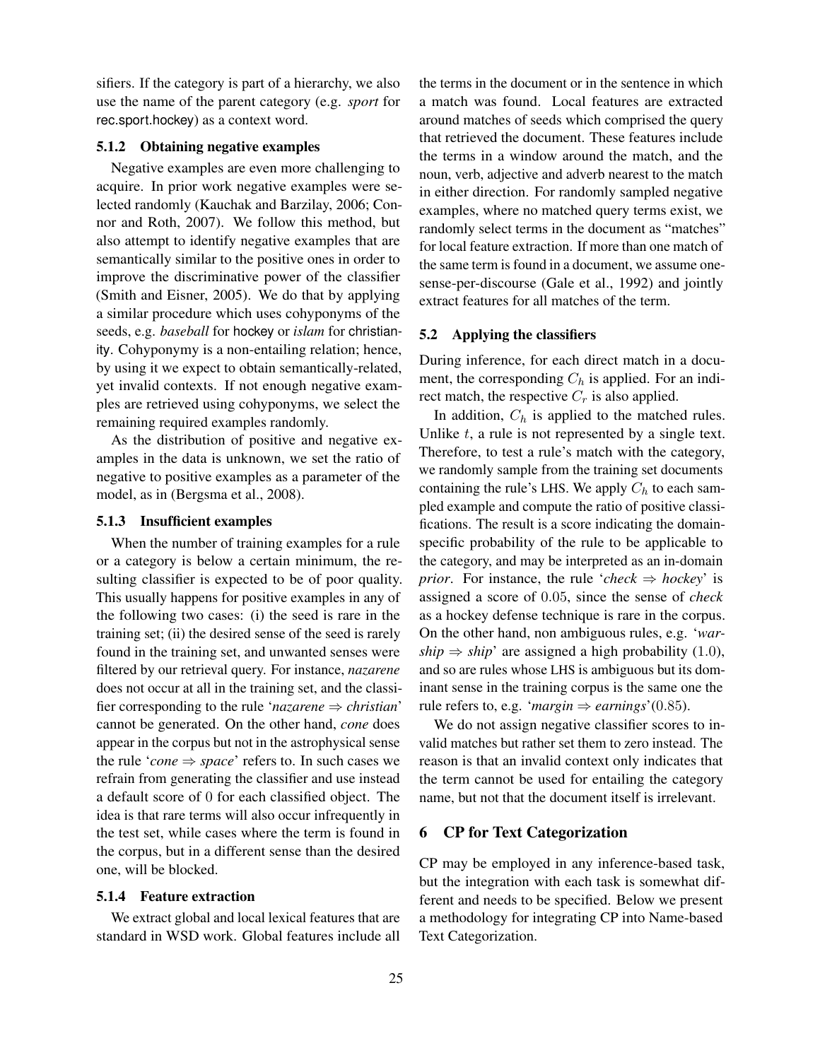sifiers. If the category is part of a hierarchy, we also use the name of the parent category (e.g. *sport* for rec.sport.hockey) as a context word.

#### 5.1.2 Obtaining negative examples

Negative examples are even more challenging to acquire. In prior work negative examples were selected randomly (Kauchak and Barzilay, 2006; Connor and Roth, 2007). We follow this method, but also attempt to identify negative examples that are semantically similar to the positive ones in order to improve the discriminative power of the classifier (Smith and Eisner, 2005). We do that by applying a similar procedure which uses cohyponyms of the seeds, e.g. *baseball* for hockey or *islam* for christianity. Cohyponymy is a non-entailing relation; hence, by using it we expect to obtain semantically-related, yet invalid contexts. If not enough negative examples are retrieved using cohyponyms, we select the remaining required examples randomly.

As the distribution of positive and negative examples in the data is unknown, we set the ratio of negative to positive examples as a parameter of the model, as in (Bergsma et al., 2008).

#### 5.1.3 Insufficient examples

When the number of training examples for a rule or a category is below a certain minimum, the resulting classifier is expected to be of poor quality. This usually happens for positive examples in any of the following two cases: (i) the seed is rare in the training set; (ii) the desired sense of the seed is rarely found in the training set, and unwanted senses were filtered by our retrieval query. For instance, *nazarene* does not occur at all in the training set, and the classifier corresponding to the rule '*nazarene* $\Rightarrow$ *christian*' cannot be generated. On the other hand, *cone* does appear in the corpus but not in the astrophysical sense the rule '*cone* $\Rightarrow$ *space*' refers to. In such cases we refrain from generating the classifier and use instead a default score of 0 for each classified object. The idea is that rare terms will also occur infrequently in the test set, while cases where the term is found in the corpus, but in a different sense than the desired one, will be blocked.

#### 5.1.4 Feature extraction

We extract global and local lexical features that are standard in WSD work. Global features include all the terms in the document or in the sentence in which a match was found. Local features are extracted around matches of seeds which comprised the query that retrieved the document. These features include the terms in a window around the match, and the noun, verb, adjective and adverb nearest to the match in either direction. For randomly sampled negative examples, where no matched query terms exist, we randomly select terms in the document as "matches" for local feature extraction. If more than one match of the same term is found in a document, we assume one-sense-per-discourse (Gale et al., 1992) and jointly extract features for all matches of the term.

### 5.2 Applying the classifiers

During inference, for each direct match in a document, the corresponding $C_h$ is applied. For an indirect match, the respective $C_r$ is also applied.

In addition, $C_h$ is applied to the matched rules. Unlike $t$, a rule is not represented by a single text. Therefore, to test a rule's match with the category, we randomly sample from the training set documents containing the rule's LHS. We apply $C_h$ to each sampled example and compute the ratio of positive classifications. The result is a score indicating the domain-specific probability of the rule to be applicable to the category, and may be interpreted as an in-domain *prior*. For instance, the rule '*check* $\Rightarrow$ *hockey*' is assigned a score of 0.05, since the sense of *check* as a hockey defense technique is rare in the corpus. On the other hand, non ambiguous rules, e.g. '*warship* $\Rightarrow$ *ship*' are assigned a high probability (1.0), and so are rules whose LHS is ambiguous but its dominant sense in the training corpus is the same one the rule refers to, e.g. '*margin* $\Rightarrow$ *earnings*'(0.85).

We do not assign negative classifier scores to invalid matches but rather set them to zero instead. The reason is that an invalid context only indicates that the term cannot be used for entailing the category name, but not that the document itself is irrelevant.

## 6 CP for Text Categorization

CP may be employed in any inference-based task, but the integration with each task is somewhat different and needs to be specified. Below we present a methodology for integrating CP into Name-based Text Categorization.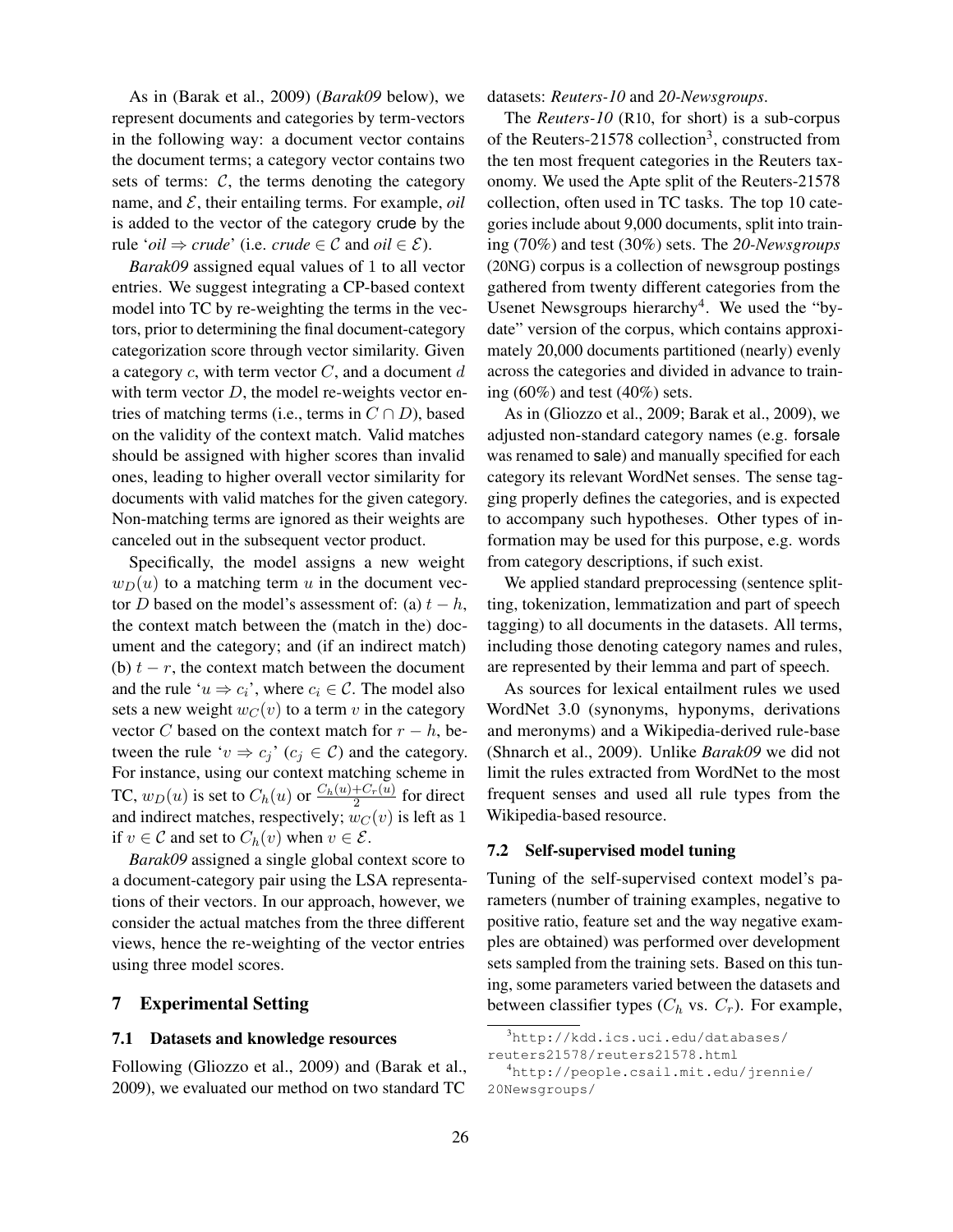As in (Barak et al., 2009) (*Barak09* below), we represent documents and categories by term-vectors in the following way: a document vector contains the document terms; a category vector contains two sets of terms: $\mathcal{C}$, the terms denoting the category name, and $\mathcal{E}$, their entailing terms. For example, *oil* is added to the vector of the category crude by the rule '*oil* $\Rightarrow$ *crude*' (i.e. *crude* $\in \mathcal{C}$ and *oil* $\in \mathcal{E}$).

*Barak09* assigned equal values of 1 to all vector entries. We suggest integrating a CP-based context model into TC by re-weighting the terms in the vectors, prior to determining the final document-category categorization score through vector similarity. Given a category $c$, with term vector $C$, and a document $d$ with term vector $D$, the model re-weights vector entries of matching terms (i.e., terms in $C \cap D$), based on the validity of the context match. Valid matches should be assigned with higher scores than invalid ones, leading to higher overall vector similarity for documents with valid matches for the given category. Non-matching terms are ignored as their weights are canceled out in the subsequent vector product.

Specifically, the model assigns a new weight $w_D(u)$ to a matching term $u$ in the document vector $D$ based on the model's assessment of: (a) $t - h$, the context match between the (match in the) document and the category; and (if an indirect match) (b) $t - r$, the context match between the document and the rule '$u \Rightarrow c_i$', where $c_i \in \mathcal{C}$. The model also sets a new weight $w_C(v)$ to a term $v$ in the category vector $C$ based on the context match for $r - h$, between the rule '$v \Rightarrow c_j$' ($c_j \in \mathcal{C}$) and the category. For instance, using our context matching scheme in TC, $w_D(u)$ is set to $C_h(u)$ or $\frac{C_h(u)+C_r(u)}{2}$ for direct and indirect matches, respectively; $w_C(v)$ is left as 1 if $v \in \mathcal{C}$ and set to $C_h(v)$ when $v \in \mathcal{E}$.

*Barak09* assigned a single global context score to a document-category pair using the LSA representations of their vectors. In our approach, however, we consider the actual matches from the three different views, hence the re-weighting of the vector entries using three model scores.

## 7 Experimental Setting

### 7.1 Datasets and knowledge resources

Following (Gliozzo et al., 2009) and (Barak et al., 2009), we evaluated our method on two standard TC datasets: *Reuters-10* and *20-Newsgroups*.

The *Reuters-10* (R10, for short) is a sub-corpus of the Reuters-21578 collection[3], constructed from the ten most frequent categories in the Reuters taxonomy. We used the Apte split of the Reuters-21578 collection, often used in TC tasks. The top 10 categories include about 9,000 documents, split into training (70%) and test (30%) sets. The *20-Newsgroups* (20NG) corpus is a collection of newsgroup postings gathered from twenty different categories from the Usenet Newsgroups hierarchy[4]. We used the "by-date" version of the corpus, which contains approximately 20,000 documents partitioned (nearly) evenly across the categories and divided in advance to training (60%) and test (40%) sets.

As in (Gliozzo et al., 2009; Barak et al., 2009), we adjusted non-standard category names (e.g. forsale was renamed to sale) and manually specified for each category its relevant WordNet senses. The sense tagging properly defines the categories, and is expected to accompany such hypotheses. Other types of information may be used for this purpose, e.g. words from category descriptions, if such exist.

We applied standard preprocessing (sentence splitting, tokenization, lemmatization and part of speech tagging) to all documents in the datasets. All terms, including those denoting category names and rules, are represented by their lemma and part of speech.

As sources for lexical entailment rules we used WordNet 3.0 (synonyms, hyponyms, derivations and meronyms) and a Wikipedia-derived rule-base (Shnarch et al., 2009). Unlike *Barak09* we did not limit the rules extracted from WordNet to the most frequent senses and used all rule types from the Wikipedia-based resource.

### 7.2 Self-supervised model tuning

Tuning of the self-supervised context model's parameters (number of training examples, negative to positive ratio, feature set and the way negative examples are obtained) was performed over development sets sampled from the training sets. Based on this tuning, some parameters varied between the datasets and between classifier types ($C_h$ vs. $C_r$). For example,

[3] http://kdd.ics.uci.edu/databases/reuters21578/reuters21578.html

[4] http://people.csail.mit.edu/jrennie/20Newsgroups/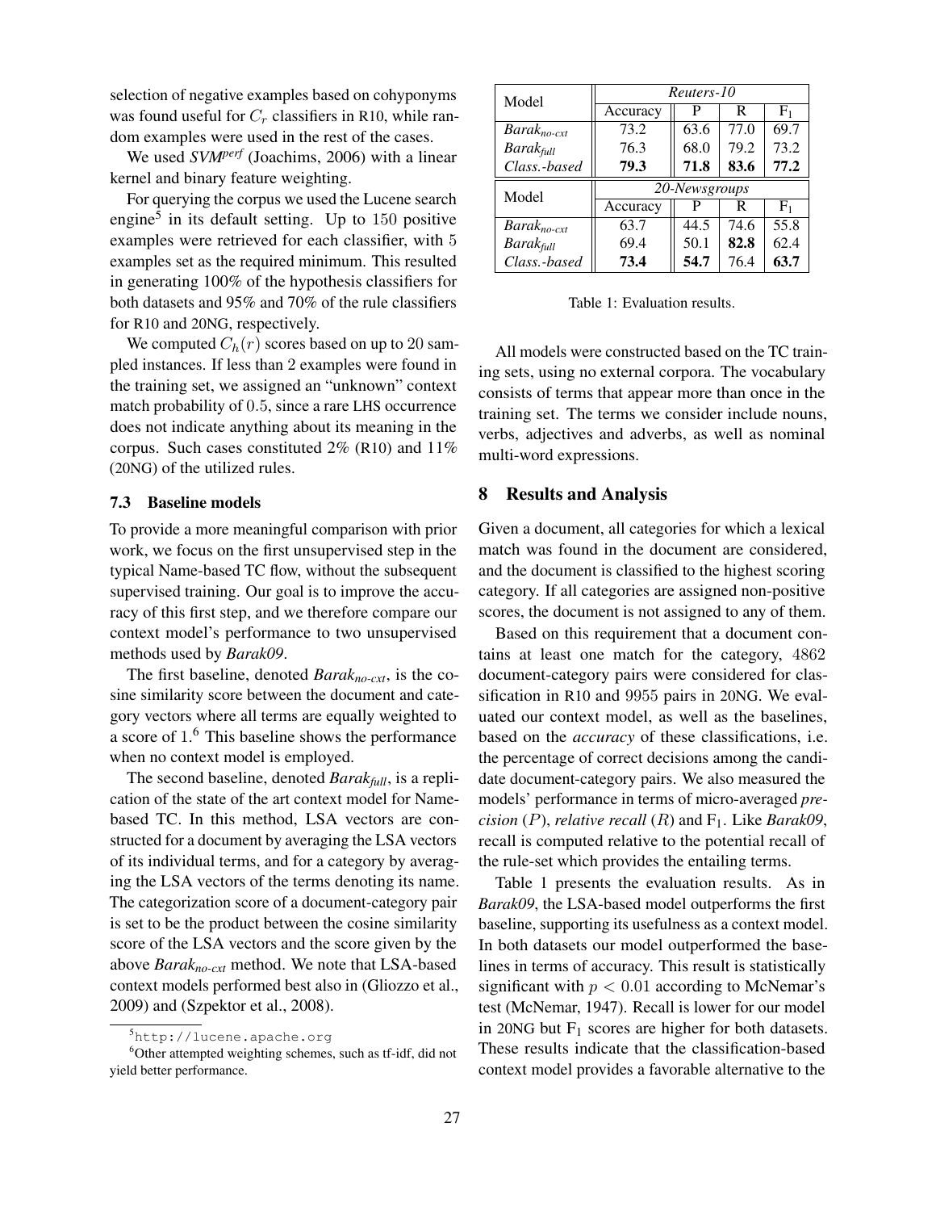selection of negative examples based on cohyponyms was found useful for $C_r$ classifiers in R10, while random examples were used in the rest of the cases.

We used *SVM^perf* (Joachims, 2006) with a linear kernel and binary feature weighting.

For querying the corpus we used the Lucene search engine[5] in its default setting. Up to 150 positive examples were retrieved for each classifier, with 5 examples set as the required minimum. This resulted in generating 100% of the hypothesis classifiers for both datasets and 95% and 70% of the rule classifiers for R10 and 20NG, respectively.

We computed $C_h(r)$ scores based on up to 20 sampled instances. If less than 2 examples were found in the training set, we assigned an "unknown" context match probability of 0.5, since a rare LHS occurrence does not indicate anything about its meaning in the corpus. Such cases constituted 2% (R10) and 11% (20NG) of the utilized rules.

### 7.3 Baseline models

To provide a more meaningful comparison with prior work, we focus on the first unsupervised step in the typical Name-based TC flow, without the subsequent supervised training. Our goal is to improve the accuracy of this first step, and we therefore compare our context model's performance to two unsupervised methods used by *Barak09*.

The first baseline, denoted $Barak_{no\text{-}cxt}$, is the cosine similarity score between the document and category vectors where all terms are equally weighted to a score of 1.[6] This baseline shows the performance when no context model is employed.

The second baseline, denoted $Barak_{full}$, is a replication of the state of the art context model for Name-based TC. In this method, LSA vectors are constructed for a document by averaging the LSA vectors of its individual terms, and for a category by averaging the LSA vectors of the terms denoting its name. The categorization score of a document-category pair is set to be the product between the cosine similarity score of the LSA vectors and the score given by the above $Barak_{no\text{-}cxt}$ method. We note that LSA-based context models performed best also in (Gliozzo et al., 2009) and (Szpektor et al., 2008).

[5] http://lucene.apache.org

[6] Other attempted weighting schemes, such as tf-idf, did not yield better performance.

| Model | *Reuters-10* | | | |
|---|---|---|---|---|
| | Accuracy | P | R | $F_1$ |
| $Barak_{no\text{-}cxt}$ | 73.2 | 63.6 | 77.0 | 69.7 |
| $Barak_{full}$ | 76.3 | 68.0 | 79.2 | 73.2 |
| *Class.-based* | **79.3** | **71.8** | **83.6** | **77.2** |
| **Model** | ***20-Newsgroups*** | | | |
| | Accuracy | P | R | $F_1$ |
| $Barak_{no\text{-}cxt}$ | 63.7 | 44.5 | 74.6 | 55.8 |
| $Barak_{full}$ | 69.4 | 50.1 | **82.8** | 62.4 |
| *Class.-based* | **73.4** | **54.7** | 76.4 | **63.7** |

Table 1: Evaluation results.

All models were constructed based on the TC training sets, using no external corpora. The vocabulary consists of terms that appear more than once in the training set. The terms we consider include nouns, verbs, adjectives and adverbs, as well as nominal multi-word expressions.

## 8 Results and Analysis

Given a document, all categories for which a lexical match was found in the document are considered, and the document is classified to the highest scoring category. If all categories are assigned non-positive scores, the document is not assigned to any of them.

Based on this requirement that a document contains at least one match for the category, 4862 document-category pairs were considered for classification in R10 and 9955 pairs in 20NG. We evaluated our context model, as well as the baselines, based on the *accuracy* of these classifications, i.e. the percentage of correct decisions among the candidate document-category pairs. We also measured the models' performance in terms of micro-averaged *precision* ($P$), *relative recall* ($R$) and $F_1$. Like ***Barak09***, recall is computed relative to the potential recall of the rule-set which provides the entailing terms.

Table 1 presents the evaluation results. As in *Barak09*, the LSA-based model outperforms the first baseline, supporting its usefulness as a context model. In both datasets our model outperformed the baselines in terms of accuracy. This result is statistically significant with $p < 0.01$ according to McNemar's test (McNemar, 1947). Recall is lower for our model in 20NG but $F_1$ scores are higher for both datasets. These results indicate that the classification-based context model provides a favorable alternative to the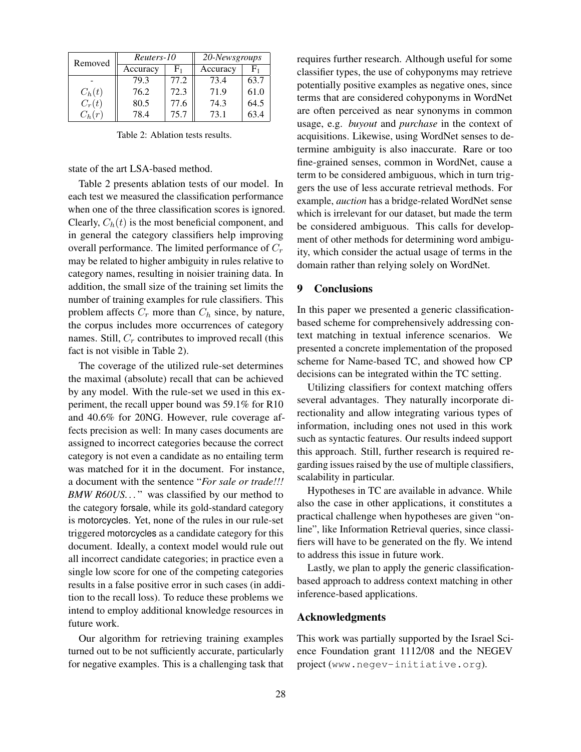| Removed | *Reuters-10* | | *20-Newsgroups* | |
|---|---|---|---|---|
| | Accuracy | $F_1$ | Accuracy | $F_1$ |
| - | 79.3 | 77.2 | 73.4 | 63.7 |
| $C_h(t)$ | 76.2 | 72.3 | 71.9 | 61.0 |
| $C_r(t)$ | 80.5 | 77.6 | 74.3 | 64.5 |
| $C_h(r)$ | 78.4 | 75.7 | 73.1 | 63.4 |

Table 2: Ablation tests results.

state of the art LSA-based method.

Table 2 presents ablation tests of our model. In each test we measured the classification performance when one of the three classification scores is ignored. Clearly, $C_h(t)$ is the most beneficial component, and in general the category classifiers help improving overall performance. The limited performance of $C_r$ may be related to higher ambiguity in rules relative to category names, resulting in noisier training data. In addition, the small size of the training set limits the number of training examples for rule classifiers. This problem affects $C_r$ more than $C_h$ since, by nature, the corpus includes more occurrences of category names. Still, $C_r$ contributes to improved recall (this fact is not visible in Table 2).

The coverage of the utilized rule-set determines the maximal (absolute) recall that can be achieved by any model. With the rule-set we used in this experiment, the recall upper bound was 59.1% for R10 and 40.6% for 20NG. However, rule coverage affects precision as well: In many cases documents are assigned to incorrect categories because the correct category is not even a candidate as no entailing term was matched for it in the document. For instance, a document with the sentence "*For sale or trade!!! BMW R60US...*" was classified by our method to the category forsale, while its gold-standard category is motorcycles. Yet, none of the rules in our rule-set triggered motorcycles as a candidate category for this document. Ideally, a context model would rule out all incorrect candidate categories; in practice even a single low score for one of the competing categories results in a false positive error in such cases (in addition to the recall loss). To reduce these problems we intend to employ additional knowledge resources in future work.

Our algorithm for retrieving training examples turned out to be not sufficiently accurate, particularly for negative examples. This is a challenging task that requires further research. Although useful for some classifier types, the use of cohyponyms may retrieve potentially positive examples as negative ones, since terms that are considered cohyponyms in WordNet are often perceived as near synonyms in common usage, e.g. *buyout* and *purchase* in the context of acquisitions. Likewise, using WordNet senses to determine ambiguity is also inaccurate. Rare or too fine-grained senses, common in WordNet, cause a term to be considered ambiguous, which in turn triggers the use of less accurate retrieval methods. For example, *auction* has a bridge-related WordNet sense which is irrelevant for our dataset, but made the term be considered ambiguous. This calls for development of other methods for determining word ambiguity, which consider the actual usage of terms in the domain rather than relying solely on WordNet.

## 9 Conclusions

In this paper we presented a generic classification-based scheme for comprehensively addressing context matching in textual inference scenarios. We presented a concrete implementation of the proposed scheme for Name-based TC, and showed how CP decisions can be integrated within the TC setting.

Utilizing classifiers for context matching offers several advantages. They naturally incorporate directionality and allow integrating various types of information, including ones not used in this work such as syntactic features. Our results indeed support this approach. Still, further research is required regarding issues raised by the use of multiple classifiers, scalability in particular.

Hypotheses in TC are available in advance. While also the case in other applications, it constitutes a practical challenge when hypotheses are given "online", like Information Retrieval queries, since classifiers will have to be generated on the fly. We intend to address this issue in future work.

Lastly, we plan to apply the generic classification-based approach to address context matching in other inference-based applications.

## Acknowledgments

This work was partially supported by the Israel Science Foundation grant 1112/08 and the NEGEV project (www.negev-initiative.org).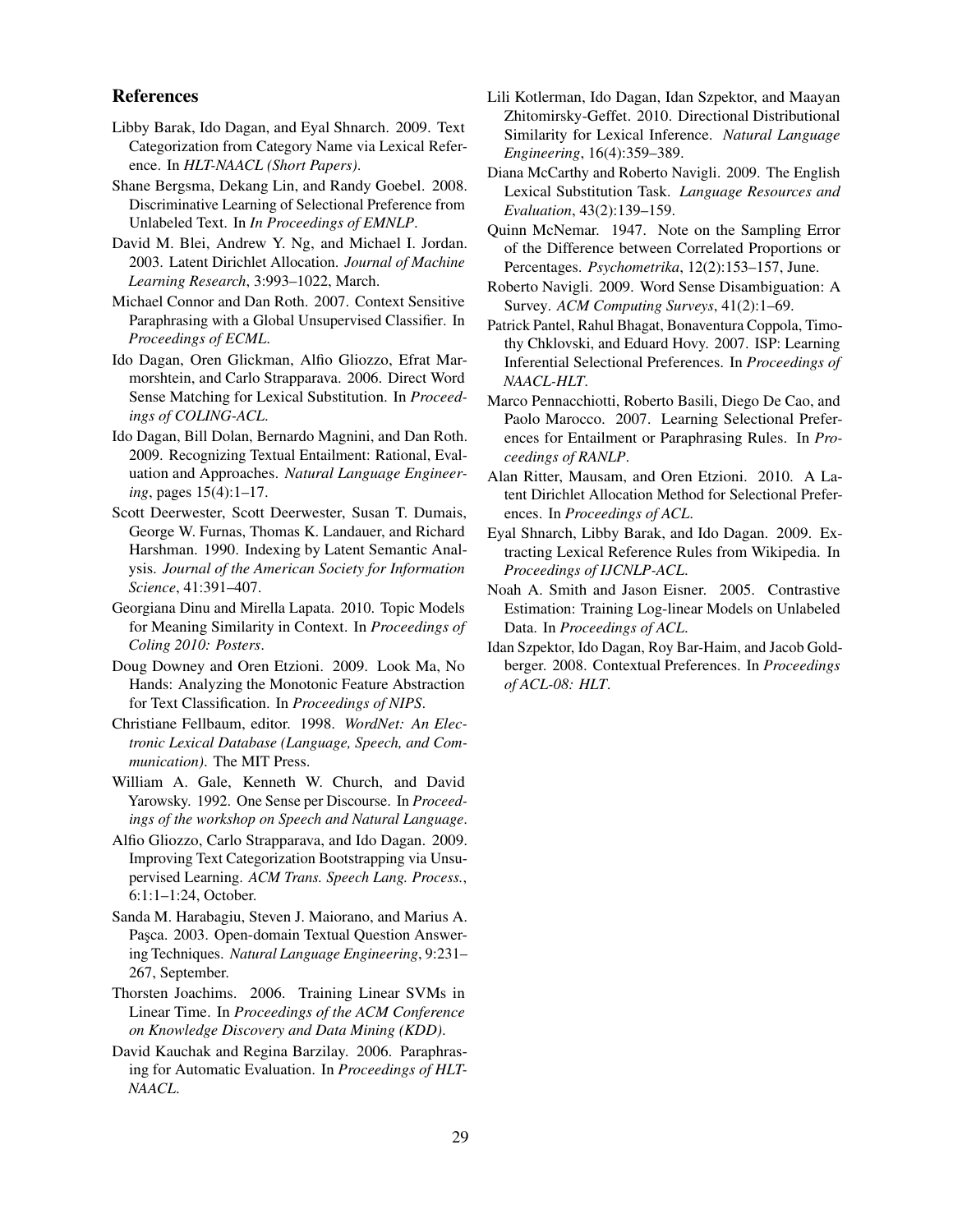## References

Libby Barak, Ido Dagan, and Eyal Shnarch. 2009. Text Categorization from Category Name via Lexical Reference. In *HLT-NAACL (Short Papers)*.

Shane Bergsma, Dekang Lin, and Randy Goebel. 2008. Discriminative Learning of Selectional Preference from Unlabeled Text. In *In Proceedings of EMNLP*.

David M. Blei, Andrew Y. Ng, and Michael I. Jordan. 2003. Latent Dirichlet Allocation. *Journal of Machine Learning Research*, 3:993–1022, March.

Michael Connor and Dan Roth. 2007. Context Sensitive Paraphrasing with a Global Unsupervised Classifier. In *Proceedings of ECML*.

Ido Dagan, Oren Glickman, Alfio Gliozzo, Efrat Marmorshtein, and Carlo Strapparava. 2006. Direct Word Sense Matching for Lexical Substitution. In *Proceedings of COLING-ACL*.

Ido Dagan, Bill Dolan, Bernardo Magnini, and Dan Roth. 2009. Recognizing Textual Entailment: Rational, Evaluation and Approaches. *Natural Language Engineering*, pages 15(4):1–17.

Scott Deerwester, Scott Deerwester, Susan T. Dumais, George W. Furnas, Thomas K. Landauer, and Richard Harshman. 1990. Indexing by Latent Semantic Analysis. *Journal of the American Society for Information Science*, 41:391–407.

Georgiana Dinu and Mirella Lapata. 2010. Topic Models for Meaning Similarity in Context. In *Proceedings of Coling 2010: Posters*.

Doug Downey and Oren Etzioni. 2009. Look Ma, No Hands: Analyzing the Monotonic Feature Abstraction for Text Classification. In *Proceedings of NIPS*.

Christiane Fellbaum, editor. 1998. *WordNet: An Electronic Lexical Database (Language, Speech, and Communication)*. The MIT Press.

William A. Gale, Kenneth W. Church, and David Yarowsky. 1992. One Sense per Discourse. In *Proceedings of the workshop on Speech and Natural Language*.

Alfio Gliozzo, Carlo Strapparava, and Ido Dagan. 2009. Improving Text Categorization Bootstrapping via Unsupervised Learning. *ACM Trans. Speech Lang. Process.*, 6:1:1–1:24, October.

Sanda M. Harabagiu, Steven J. Maiorano, and Marius A. Paşca. 2003. Open-domain Textual Question Answering Techniques. *Natural Language Engineering*, 9:231–267, September.

Thorsten Joachims. 2006. Training Linear SVMs in Linear Time. In *Proceedings of the ACM Conference on Knowledge Discovery and Data Mining (KDD)*.

David Kauchak and Regina Barzilay. 2006. Paraphrasing for Automatic Evaluation. In *Proceedings of HLT-NAACL*.

Lili Kotlerman, Ido Dagan, Idan Szpektor, and Maayan Zhitomirsky-Geffet. 2010. Directional Distributional Similarity for Lexical Inference. *Natural Language Engineering*, 16(4):359–389.

Diana McCarthy and Roberto Navigli. 2009. The English Lexical Substitution Task. *Language Resources and Evaluation*, 43(2):139–159.

Quinn McNemar. 1947. Note on the Sampling Error of the Difference between Correlated Proportions or Percentages. *Psychometrika*, 12(2):153–157, June.

Roberto Navigli. 2009. Word Sense Disambiguation: A Survey. *ACM Computing Surveys*, 41(2):1–69.

Patrick Pantel, Rahul Bhagat, Bonaventura Coppola, Timothy Chklovski, and Eduard Hovy. 2007. ISP: Learning Inferential Selectional Preferences. In *Proceedings of NAACL-HLT*.

Marco Pennacchiotti, Roberto Basili, Diego De Cao, and Paolo Marocco. 2007. Learning Selectional Preferences for Entailment or Paraphrasing Rules. In *Proceedings of RANLP*.

Alan Ritter, Mausam, and Oren Etzioni. 2010. A Latent Dirichlet Allocation Method for Selectional Preferences. In *Proceedings of ACL*.

Eyal Shnarch, Libby Barak, and Ido Dagan. 2009. Extracting Lexical Reference Rules from Wikipedia. In *Proceedings of IJCNLP-ACL*.

Noah A. Smith and Jason Eisner. 2005. Contrastive Estimation: Training Log-linear Models on Unlabeled Data. In *Proceedings of ACL*.

Idan Szpektor, Ido Dagan, Roy Bar-Haim, and Jacob Goldberger. 2008. Contextual Preferences. In *Proceedings of ACL-08: HLT*.